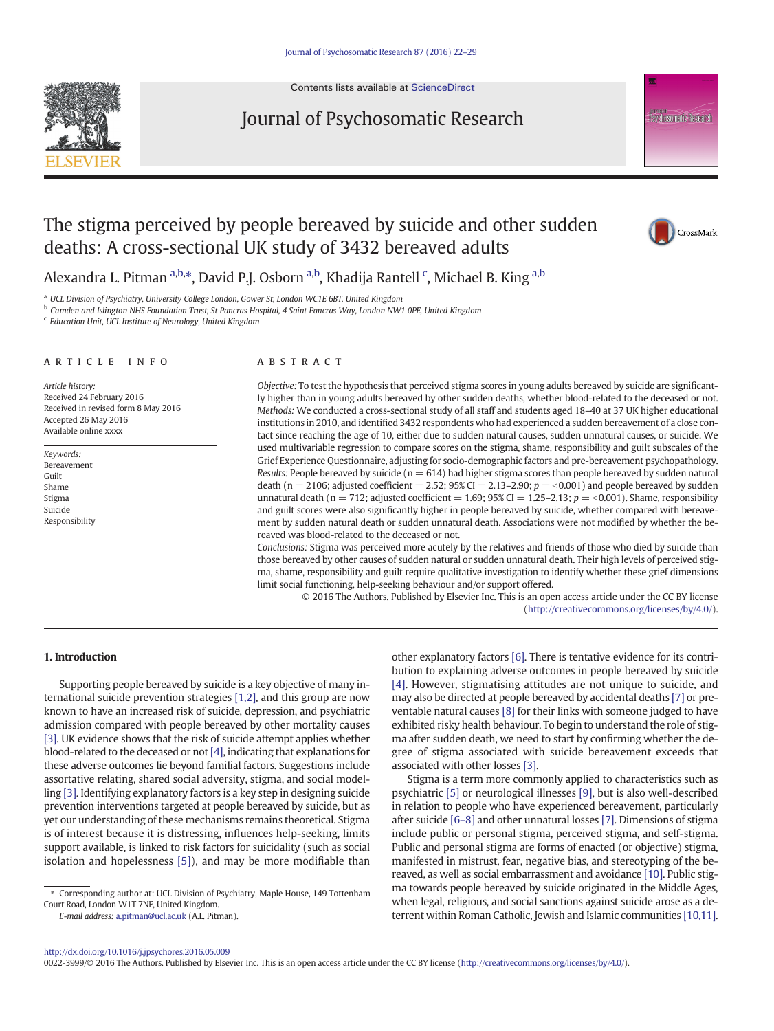# The stigma perceived by people bereaved by suicide and other sudden deaths: A cross-sectional UK study of 3432 bereaved adults

Alexandra L. Pitman [a,b,*], David P.J. Osborn [a,b], Khadija Rantell [c], Michael B. King [a,b]

[a] UCL Division of Psychiatry, University College London, Gower St, London WC1E 6BT, United Kingdom
[b] Camden and Islington NHS Foundation Trust, St Pancras Hospital, 4 Saint Pancras Way, London NW1 0PE, United Kingdom
[c] Education Unit, UCL Institute of Neurology, United Kingdom

## ARTICLE INFO

*Article history:*
Received 24 February 2016
Received in revised form 8 May 2016
Accepted 26 May 2016
Available online xxxx

*Keywords:*
Bereavement
Guilt
Shame
Stigma
Suicide
Responsibility

## ABSTRACT

*Objective:* To test the hypothesis that perceived stigma scores in young adults bereaved by suicide are significantly higher than in young adults bereaved by other sudden deaths, whether blood-related to the deceased or not.

*Methods:* We conducted a cross-sectional study of all staff and students aged 18–40 at 37 UK higher educational institutions in 2010, and identified 3432 respondents who had experienced a sudden bereavement of a close contact since reaching the age of 10, either due to sudden natural causes, sudden unnatural causes, or suicide. We used multivariable regression to compare scores on the stigma, shame, responsibility and guilt subscales of the Grief Experience Questionnaire, adjusting for socio-demographic factors and pre-bereavement psychopathology.

*Results:* People bereaved by suicide ($n = 614$) had higher stigma scores than people bereaved by sudden natural death ($n = 2106$; adjusted coefficient = 2.52; 95% CI = 2.13–2.90; $p = <0.001$) and people bereaved by sudden unnatural death ($n = 712$; adjusted coefficient = 1.69; 95% CI = 1.25–2.13; $p = <0.001$). Shame, responsibility and guilt scores were also significantly higher in people bereaved by suicide, whether compared with bereavement by sudden natural death or sudden unnatural death. Associations were not modified by whether the bereaved was blood-related to the deceased or not.

*Conclusions:* Stigma was perceived more acutely by the relatives and friends of those who died by suicide than those bereaved by other causes of sudden natural or sudden unnatural death. Their high levels of perceived stigma, shame, responsibility and guilt require qualitative investigation to identify whether these grief dimensions limit social functioning, help-seeking behaviour and/or support offered.

© 2016 The Authors. Published by Elsevier Inc. This is an open access article under the CC BY license (http://creativecommons.org/licenses/by/4.0/).

## 1. Introduction

Supporting people bereaved by suicide is a key objective of many international suicide prevention strategies [1,2], and this group are now known to have an increased risk of suicide, depression, and psychiatric admission compared with people bereaved by other mortality causes [3]. UK evidence shows that the risk of suicide attempt applies whether blood-related to the deceased or not [4], indicating that explanations for these adverse outcomes lie beyond familial factors. Suggestions include assortative relating, shared social adversity, stigma, and social modelling [3]. Identifying explanatory factors is a key step in designing suicide prevention interventions targeted at people bereaved by suicide, but as yet our understanding of these mechanisms remains theoretical. Stigma is of interest because it is distressing, influences help-seeking, limits support available, is linked to risk factors for suicidality (such as social isolation and hopelessness [5]), and may be more modifiable than other explanatory factors [6]. There is tentative evidence for its contribution to explaining adverse outcomes in people bereaved by suicide [4]. However, stigmatising attitudes are not unique to suicide, and may also be directed at people bereaved by accidental deaths [7] or preventable natural causes [8] for their links with someone judged to have exhibited risky health behaviour. To begin to understand the role of stigma after sudden death, we need to start by confirming whether the degree of stigma associated with suicide bereavement exceeds that associated with other losses [3].

Stigma is a term more commonly applied to characteristics such as psychiatric [5] or neurological illnesses [9], but is also well-described in relation to people who have experienced bereavement, particularly after suicide [6–8] and other unnatural losses [7]. Dimensions of stigma include public or personal stigma, perceived stigma, and self-stigma. Public and personal stigma are forms of enacted (or objective) stigma, manifested in mistrust, fear, negative bias, and stereotyping of the bereaved, as well as social embarrassment and avoidance [10]. Public stigma towards people bereaved by suicide originated in the Middle Ages, when legal, religious, and social sanctions against suicide arose as a deterrent within Roman Catholic, Jewish and Islamic communities [10,11].

\* Corresponding author at: UCL Division of Psychiatry, Maple House, 149 Tottenham Court Road, London W1T 7NF, United Kingdom.
*E-mail address:* a.pitman@ucl.ac.uk (A.L. Pitman).

http://dx.doi.org/10.1016/j.jpsychores.2016.05.009
0022-3999/© 2016 The Authors. Published by Elsevier Inc. This is an open access article under the CC BY license (http://creativecommons.org/licenses/by/4.0/).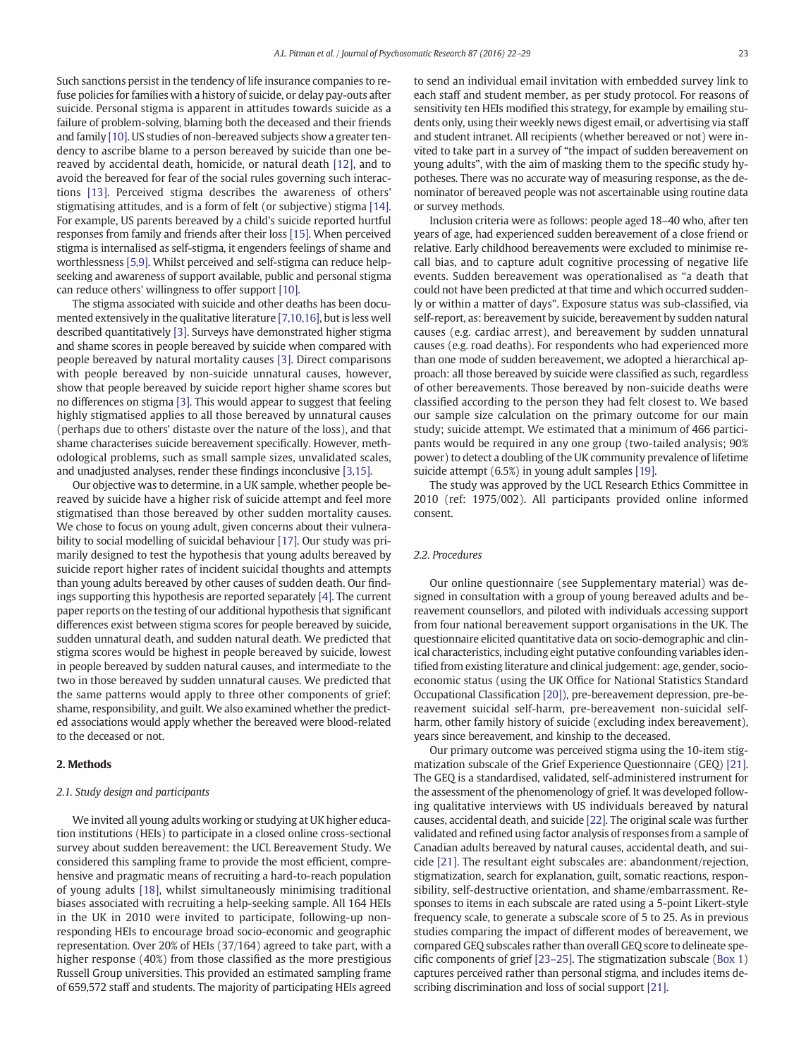Such sanctions persist in the tendency of life insurance companies to refuse policies for families with a history of suicide, or delay pay-outs after suicide. Personal stigma is apparent in attitudes towards suicide as a failure of problem-solving, blaming both the deceased and their friends and family [10]. US studies of non-bereaved subjects show a greater tendency to ascribe blame to a person bereaved by suicide than one bereaved by accidental death, homicide, or natural death [12], and to avoid the bereaved for fear of the social rules governing such interactions [13]. Perceived stigma describes the awareness of others' stigmatising attitudes, and is a form of felt (or subjective) stigma [14]. For example, US parents bereaved by a child's suicide reported hurtful responses from family and friends after their loss [15]. When perceived stigma is internalised as self-stigma, it engenders feelings of shame and worthlessness [5,9]. Whilst perceived and self-stigma can reduce help-seeking and awareness of support available, public and personal stigma can reduce others' willingness to offer support [10].

The stigma associated with suicide and other deaths has been documented extensively in the qualitative literature [7,10,16], but is less well described quantitatively [3]. Surveys have demonstrated higher stigma and shame scores in people bereaved by suicide when compared with people bereaved by natural mortality causes [3]. Direct comparisons with people bereaved by non-suicide unnatural causes, however, show that people bereaved by suicide report higher shame scores but no differences on stigma [3]. This would appear to suggest that feeling highly stigmatised applies to all those bereaved by unnatural causes (perhaps due to others' distaste over the nature of the loss), and that shame characterises suicide bereavement specifically. However, methodological problems, such as small sample sizes, unvalidated scales, and unadjusted analyses, render these findings inconclusive [3,15].

Our objective was to determine, in a UK sample, whether people bereaved by suicide have a higher risk of suicide attempt and feel more stigmatised than those bereaved by other sudden mortality causes. We chose to focus on young adult, given concerns about their vulnerability to social modelling of suicidal behaviour [17]. Our study was primarily designed to test the hypothesis that young adults bereaved by suicide report higher rates of incident suicidal thoughts and attempts than young adults bereaved by other causes of sudden death. Our findings supporting this hypothesis are reported separately [4]. The current paper reports on the testing of our additional hypothesis that significant differences exist between stigma scores for people bereaved by suicide, sudden unnatural death, and sudden natural death. We predicted that stigma scores would be highest in people bereaved by suicide, lowest in people bereaved by sudden natural causes, and intermediate to the two in those bereaved by sudden unnatural causes. We predicted that the same patterns would apply to three other components of grief: shame, responsibility, and guilt. We also examined whether the predicted associations would apply whether the bereaved were blood-related to the deceased or not.

## 2. Methods

### 2.1. Study design and participants

We invited all young adults working or studying at UK higher education institutions (HEIs) to participate in a closed online cross-sectional survey about sudden bereavement: the UCL Bereavement Study. We considered this sampling frame to provide the most efficient, comprehensive and pragmatic means of recruiting a hard-to-reach population of young adults [18], whilst simultaneously minimising traditional biases associated with recruiting a help-seeking sample. All 164 HEIs in the UK in 2010 were invited to participate, following-up non-responding HEIs to encourage broad socio-economic and geographic representation. Over 20% of HEIs (37/164) agreed to take part, with a higher response (40%) from those classified as the more prestigious Russell Group universities. This provided an estimated sampling frame of 659,572 staff and students. The majority of participating HEIs agreed to send an individual email invitation with embedded survey link to each staff and student member, as per study protocol. For reasons of sensitivity ten HEIs modified this strategy, for example by emailing students only, using their weekly news digest email, or advertising via staff and student intranet. All recipients (whether bereaved or not) were invited to take part in a survey of "the impact of sudden bereavement on young adults", with the aim of masking them to the specific study hypotheses. There was no accurate way of measuring response, as the denominator of bereaved people was not ascertainable using routine data or survey methods.

Inclusion criteria were as follows: people aged 18–40 who, after ten years of age, had experienced sudden bereavement of a close friend or relative. Early childhood bereavements were excluded to minimise recall bias, and to capture adult cognitive processing of negative life events. Sudden bereavement was operationalised as "a death that could not have been predicted at that time and which occurred suddenly or within a matter of days". Exposure status was sub-classified, via self-report, as: bereavement by suicide, bereavement by sudden natural causes (e.g. cardiac arrest), and bereavement by sudden unnatural causes (e.g. road deaths). For respondents who had experienced more than one mode of sudden bereavement, we adopted a hierarchical approach: all those bereaved by suicide were classified as such, regardless of other bereavements. Those bereaved by non-suicide deaths were classified according to the person they had felt closest to. We based our sample size calculation on the primary outcome for our main study; suicide attempt. We estimated that a minimum of 466 participants would be required in any one group (two-tailed analysis; 90% power) to detect a doubling of the UK community prevalence of lifetime suicide attempt (6.5%) in young adult samples [19].

The study was approved by the UCL Research Ethics Committee in 2010 (ref: 1975/002). All participants provided online informed consent.

### 2.2. Procedures

Our online questionnaire (see Supplementary material) was designed in consultation with a group of young bereaved adults and bereavement counsellors, and piloted with individuals accessing support from four national bereavement support organisations in the UK. The questionnaire elicited quantitative data on socio-demographic and clinical characteristics, including eight putative confounding variables identified from existing literature and clinical judgement: age, gender, socio-economic status (using the UK Office for National Statistics Standard Occupational Classification [20]), pre-bereavement depression, pre-bereavement suicidal self-harm, pre-bereavement non-suicidal self-harm, other family history of suicide (excluding index bereavement), years since bereavement, and kinship to the deceased.

Our primary outcome was perceived stigma using the 10-item stigmatization subscale of the Grief Experience Questionnaire (GEQ) [21]. The GEQ is a standardised, validated, self-administered instrument for the assessment of the phenomenology of grief. It was developed following qualitative interviews with US individuals bereaved by natural causes, accidental death, and suicide [22]. The original scale was further validated and refined using factor analysis of responses from a sample of Canadian adults bereaved by natural causes, accidental death, and suicide [21]. The resultant eight subscales are: abandonment/rejection, stigmatization, search for explanation, guilt, somatic reactions, responsibility, self-destructive orientation, and shame/embarrassment. Responses to items in each subscale are rated using a 5-point Likert-style frequency scale, to generate a subscale score of 5 to 25. As in previous studies comparing the impact of different modes of bereavement, we compared GEQ subscales rather than overall GEQ score to delineate specific components of grief [23–25]. The stigmatization subscale (Box 1) captures perceived rather than personal stigma, and includes items describing discrimination and loss of social support [21].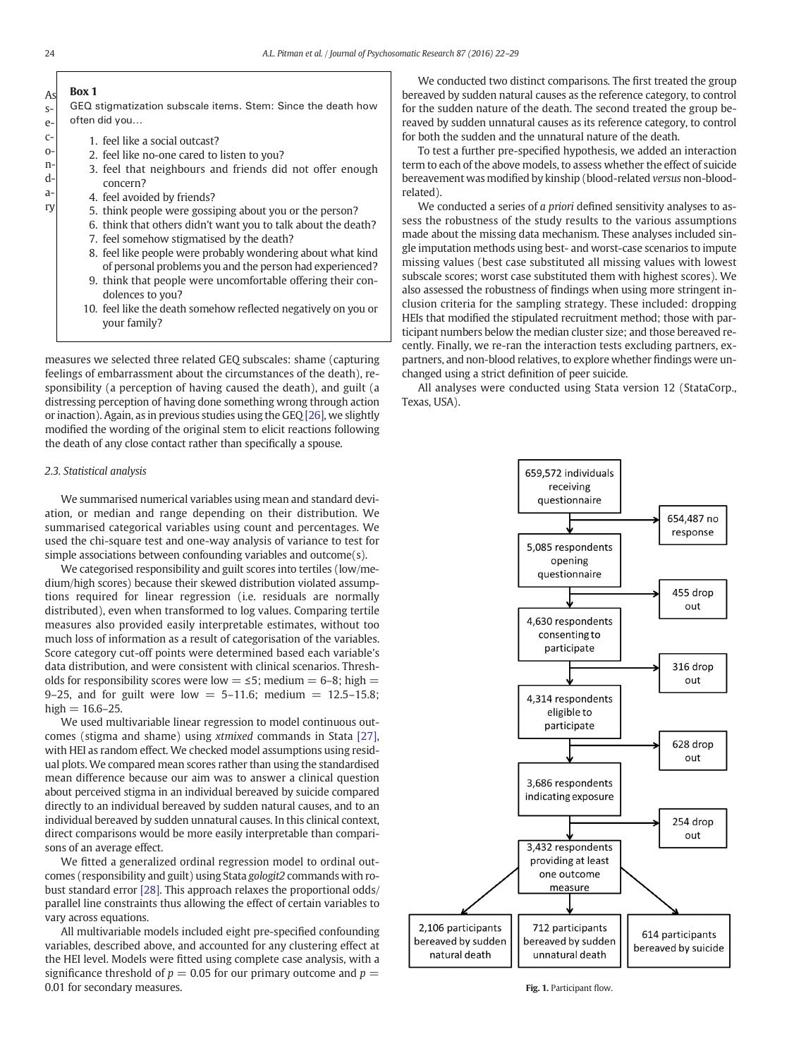**Box 1**

GEQ stigmatization subscale items. Stem: Since the death how often did you…

1. feel like a social outcast?
2. feel like no-one cared to listen to you?
3. feel that neighbours and friends did not offer enough concern?
4. feel avoided by friends?
5. think people were gossiping about you or the person?
6. think that others didn't want you to talk about the death?
7. feel somehow stigmatised by the death?
8. feel like people were probably wondering about what kind of personal problems you and the person had experienced?
9. think that people were uncomfortable offering their condolences to you?
10. feel like the death somehow reflected negatively on you or your family?

As secondary measures we selected three related GEQ subscales: shame (capturing feelings of embarrassment about the circumstances of the death), responsibility (a perception of having caused the death), and guilt (a distressing perception of having done something wrong through action or inaction). Again, as in previous studies using the GEQ [26], we slightly modified the wording of the original stem to elicit reactions following the death of any close contact rather than specifically a spouse.

### 2.3. Statistical analysis

We summarised numerical variables using mean and standard deviation, or median and range depending on their distribution. We summarised categorical variables using count and percentages. We used the chi-square test and one-way analysis of variance to test for simple associations between confounding variables and outcome(s).

We categorised responsibility and guilt scores into tertiles (low/medium/high scores) because their skewed distribution violated assumptions required for linear regression (i.e. residuals are normally distributed), even when transformed to log values. Comparing tertile measures also provided easily interpretable estimates, without too much loss of information as a result of categorisation of the variables. Score category cut-off points were determined based each variable's data distribution, and were consistent with clinical scenarios. Thresholds for responsibility scores were low = ≤5; medium = 6–8; high = 9–25, and for guilt were low = 5–11.6; medium = 12.5–15.8; high = 16.6–25.

We used multivariable linear regression to model continuous outcomes (stigma and shame) using *xtmixed* commands in Stata [27], with HEI as random effect. We checked model assumptions using residual plots. We compared mean scores rather than using the standardised mean difference because our aim was to answer a clinical question about perceived stigma in an individual bereaved by suicide compared directly to an individual bereaved by sudden natural causes, and to an individual bereaved by sudden unnatural causes. In this clinical context, direct comparisons would be more easily interpretable than comparisons of an average effect.

We fitted a generalized ordinal regression model to ordinal outcomes (responsibility and guilt) using Stata *gologit2* commands with robust standard error [28]. This approach relaxes the proportional odds/parallel line constraints thus allowing the effect of certain variables to vary across equations.

All multivariable models included eight pre-specified confounding variables, described above, and accounted for any clustering effect at the HEI level. Models were fitted using complete case analysis, with a significance threshold of $p = 0.05$ for our primary outcome and $p = 0.01$ for secondary measures.

We conducted two distinct comparisons. The first treated the group bereaved by sudden natural causes as the reference category, to control for the sudden nature of the death. The second treated the group bereaved by sudden unnatural causes as its reference category, to control for both the sudden and the unnatural nature of the death.

To test a further pre-specified hypothesis, we added an interaction term to each of the above models, to assess whether the effect of suicide bereavement was modified by kinship (blood-related *versus* non-blood-related).

We conducted a series of *a priori* defined sensitivity analyses to assess the robustness of the study results to the various assumptions made about the missing data mechanism. These analyses included single imputation methods using best- and worst-case scenarios to impute missing values (best case substituted all missing values with lowest subscale scores; worst case substituted them with highest scores). We also assessed the robustness of findings when using more stringent inclusion criteria for the sampling strategy. These included: dropping HEIs that modified the stipulated recruitment method; those with participant numbers below the median cluster size; and those bereaved recently. Finally, we re-ran the interaction tests excluding partners, ex-partners, and non-blood relatives, to explore whether findings were unchanged using a strict definition of peer suicide.

All analyses were conducted using Stata version 12 (StataCorp., Texas, USA).

659,572 individuals receiving questionnaire

654,487 no response

5,085 respondents opening questionnaire

455 drop out

4,630 respondents consenting to participate

316 drop out

4,314 respondents eligible to participate

628 drop out

3,686 respondents indicating exposure

254 drop out

3,432 respondents providing at least one outcome measure

2,106 participants bereaved by sudden natural death

712 participants bereaved by sudden unnatural death

614 participants bereaved by suicide

**Fig. 1.** Participant flow.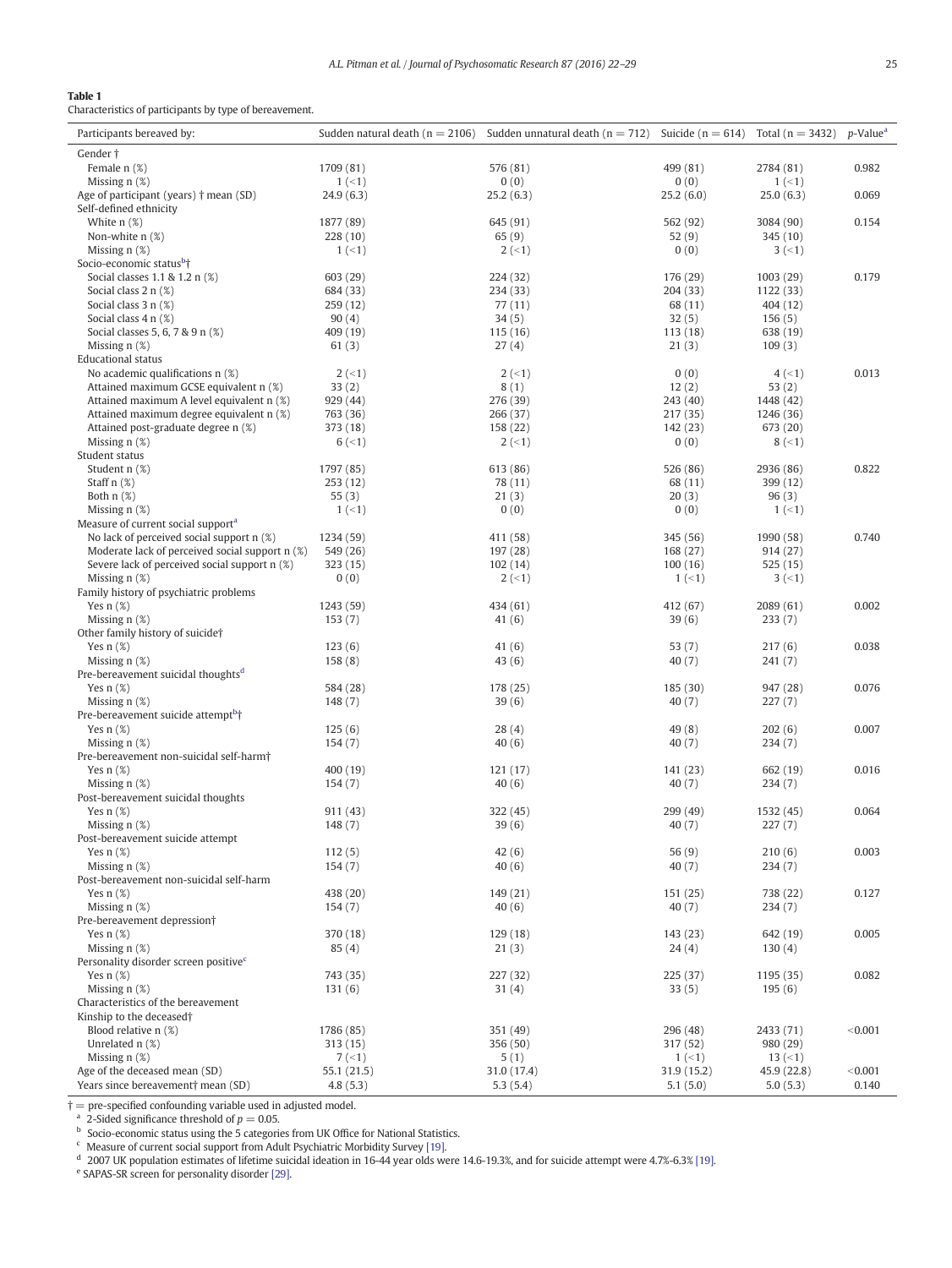**Table 1**
Characteristics of participants by type of bereavement.

| Participants bereaved by: | Sudden natural death (n = 2106) | Sudden unnatural death (n = 712) | Suicide (n = 614) | Total (n = 3432) | p-Value[a] |
|---|---|---|---|---|---|
| Gender † | | | | | |
| Female n (%) | 1709 (81) | 576 (81) | 499 (81) | 2784 (81) | 0.982 |
| Missing n (%) | 1 (<1) | 0 (0) | 0 (0) | 1 (<1) | |
| Age of participant (years) † mean (SD) | 24.9 (6.3) | 25.2 (6.3) | 25.2 (6.0) | 25.0 (6.3) | 0.069 |
| Self-defined ethnicity | | | | | |
| White n (%) | 1877 (89) | 645 (91) | 562 (92) | 3084 (90) | 0.154 |
| Non-white n (%) | 228 (10) | 65 (9) | 52 (9) | 345 (10) | |
| Missing n (%) | 1 (<1) | 2 (<1) | 0 (0) | 3 (<1) | |
| Socio-economic status[b]† | | | | | |
| Social classes 1.1 & 1.2 n (%) | 603 (29) | 224 (32) | 176 (29) | 1003 (29) | 0.179 |
| Social class 2 n (%) | 684 (33) | 234 (33) | 204 (33) | 1122 (33) | |
| Social class 3 n (%) | 259 (12) | 77 (11) | 68 (11) | 404 (12) | |
| Social class 4 n (%) | 90 (4) | 34 (5) | 32 (5) | 156 (5) | |
| Social classes 5, 6, 7 & 9 n (%) | 409 (19) | 115 (16) | 113 (18) | 638 (19) | |
| Missing n (%) | 61 (3) | 27 (4) | 21 (3) | 109 (3) | |
| Educational status | | | | | |
| No academic qualifications n (%) | 2 (<1) | 2 (<1) | 0 (0) | 4 (<1) | 0.013 |
| Attained maximum GCSE equivalent n (%) | 33 (2) | 8 (1) | 12 (2) | 53 (2) | |
| Attained maximum A level equivalent n (%) | 929 (44) | 276 (39) | 243 (40) | 1448 (42) | |
| Attained maximum degree equivalent n (%) | 763 (36) | 266 (37) | 217 (35) | 1246 (36) | |
| Attained post-graduate degree n (%) | 373 (18) | 158 (22) | 142 (23) | 673 (20) | |
| Missing n (%) | 6 (<1) | 2 (<1) | 0 (0) | 8 (<1) | |
| Student status | | | | | |
| Student n (%) | 1797 (85) | 613 (86) | 526 (86) | 2936 (86) | 0.822 |
| Staff n (%) | 253 (12) | 78 (11) | 68 (11) | 399 (12) | |
| Both n (%) | 55 (3) | 21 (3) | 20 (3) | 96 (3) | |
| Missing n (%) | 1 (<1) | 0 (0) | 0 (0) | 1 (<1) | |
| Measure of current social support[a] | | | | | |
| No lack of perceived social support n (%) | 1234 (59) | 411 (58) | 345 (56) | 1990 (58) | 0.740 |
| Moderate lack of perceived social support n (%) | 549 (26) | 197 (28) | 168 (27) | 914 (27) | |
| Severe lack of perceived social support n (%) | 323 (15) | 102 (14) | 100 (16) | 525 (15) | |
| Missing n (%) | 0 (0) | 2 (<1) | 1 (<1) | 3 (<1) | |
| Family history of psychiatric problems | | | | | |
| Yes n (%) | 1243 (59) | 434 (61) | 412 (67) | 2089 (61) | 0.002 |
| Missing n (%) | 153 (7) | 41 (6) | 39 (6) | 233 (7) | |
| Other family history of suicide† | | | | | |
| Yes n (%) | 123 (6) | 41 (6) | 53 (7) | 217 (6) | 0.038 |
| Missing n (%) | 158 (8) | 43 (6) | 40 (7) | 241 (7) | |
| Pre-bereavement suicidal thoughts[d] | | | | | |
| Yes n (%) | 584 (28) | 178 (25) | 185 (30) | 947 (28) | 0.076 |
| Missing n (%) | 148 (7) | 39 (6) | 40 (7) | 227 (7) | |
| Pre-bereavement suicide attempt[b]† | | | | | |
| Yes n (%) | 125 (6) | 28 (4) | 49 (8) | 202 (6) | 0.007 |
| Missing n (%) | 154 (7) | 40 (6) | 40 (7) | 234 (7) | |
| Pre-bereavement non-suicidal self-harm† | | | | | |
| Yes n (%) | 400 (19) | 121 (17) | 141 (23) | 662 (19) | 0.016 |
| Missing n (%) | 154 (7) | 40 (6) | 40 (7) | 234 (7) | |
| Post-bereavement suicidal thoughts | | | | | |
| Yes n (%) | 911 (43) | 322 (45) | 299 (49) | 1532 (45) | 0.064 |
| Missing n (%) | 148 (7) | 39 (6) | 40 (7) | 227 (7) | |
| Post-bereavement suicide attempt | | | | | |
| Yes n (%) | 112 (5) | 42 (6) | 56 (9) | 210 (6) | 0.003 |
| Missing n (%) | 154 (7) | 40 (6) | 40 (7) | 234 (7) | |
| Post-bereavement non-suicidal self-harm | | | | | |
| Yes n (%) | 438 (20) | 149 (21) | 151 (25) | 738 (22) | 0.127 |
| Missing n (%) | 154 (7) | 40 (6) | 40 (7) | 234 (7) | |
| Pre-bereavement depression† | | | | | |
| Yes n (%) | 370 (18) | 129 (18) | 143 (23) | 642 (19) | 0.005 |
| Missing n (%) | 85 (4) | 21 (3) | 24 (4) | 130 (4) | |
| Personality disorder screen positive[c] | | | | | |
| Yes n (%) | 743 (35) | 227 (32) | 225 (37) | 1195 (35) | 0.082 |
| Missing n (%) | 131 (6) | 31 (4) | 33 (5) | 195 (6) | |
| Characteristics of the bereavement | | | | | |
| Kinship to the deceased† | | | | | |
| Blood relative n (%) | 1786 (85) | 351 (49) | 296 (48) | 2433 (71) | <0.001 |
| Unrelated n (%) | 313 (15) | 356 (50) | 317 (52) | 980 (29) | |
| Missing n (%) | 7 (<1) | 5 (1) | 1 (<1) | 13 (<1) | |
| Age of the deceased mean (SD) | 55.1 (21.5) | 31.0 (17.4) | 31.9 (15.2) | 45.9 (22.8) | <0.001 |
| Years since bereavement† mean (SD) | 4.8 (5.3) | 5.3 (5.4) | 5.1 (5.0) | 5.0 (5.3) | 0.140 |

† = pre-specified confounding variable used in adjusted model.

[a] 2-Sided significance threshold of $p = 0.05$.

[b] Socio-economic status using the 5 categories from UK Office for National Statistics.

[c] Measure of current social support from Adult Psychiatric Morbidity Survey [19].

[d] 2007 UK population estimates of lifetime suicidal ideation in 16-44 year olds were 14.6-19.3%, and for suicide attempt were 4.7%-6.3% [19].

[e] SAPAS-SR screen for personality disorder [29].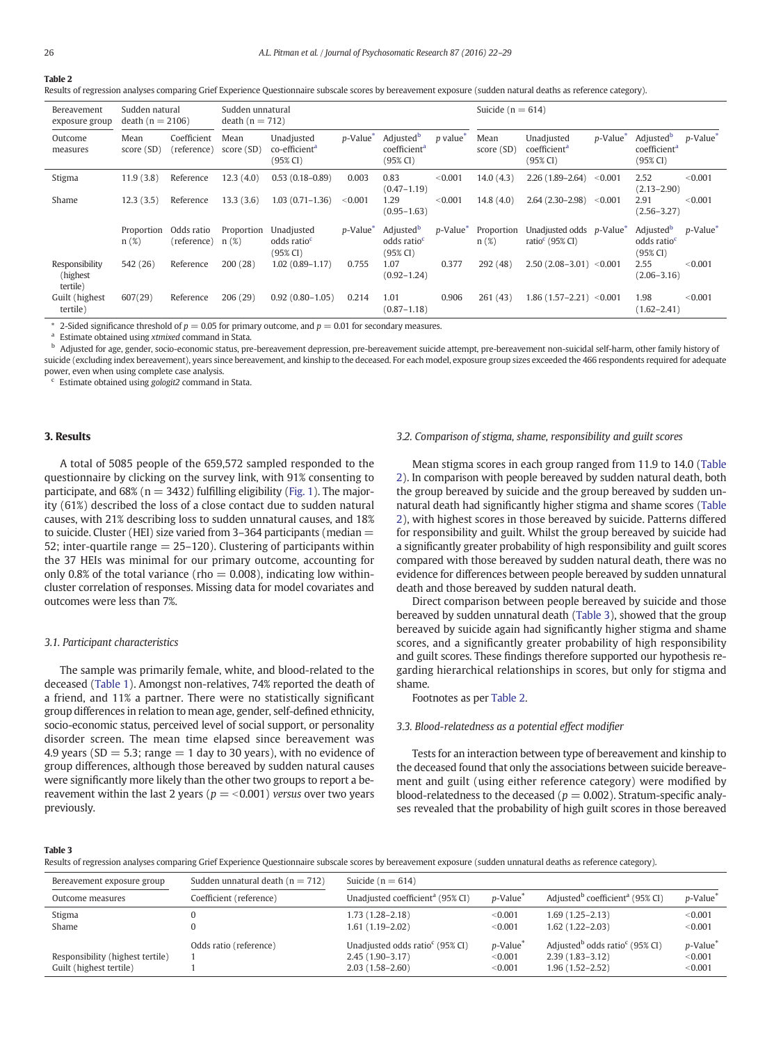**Table 2**

Results of regression analyses comparing Grief Experience Questionnaire subscale scores by bereavement exposure (sudden natural deaths as reference category).

| Bereavement exposure group | Sudden natural death (n = 2106) | | Sudden unnatural death (n = 712) | | | | | Suicide (n = 614) | | | | |
|---|---|---|---|---|---|---|---|---|---|---|---|---|
| Outcome measures | Mean score (SD) | Coefficient (reference) | Mean score (SD) | Unadjusted co-efficient[a] (95% CI) | p-Value* | Adjusted[b] coefficient[a] (95% CI) | p value* | Mean score (SD) | Unadjusted coefficient[a] (95% CI) | p-Value* | Adjusted[b] coefficient[a] (95% CI) | p-Value* |
| Stigma | 11.9 (3.8) | Reference | 12.3 (4.0) | 0.53 (0.18–0.89) | 0.003 | 0.83 (0.47–1.19) | <0.001 | 14.0 (4.3) | 2.26 (1.89–2.64) | <0.001 | 2.52 (2.13–2.90) | <0.001 |
| Shame | 12.3 (3.5) | Reference | 13.3 (3.6) | 1.03 (0.71–1.36) | <0.001 | 1.29 (0.95–1.63) | <0.001 | 14.8 (4.0) | 2.64 (2.30–2.98) | <0.001 | 2.91 (2.56–3.27) | <0.001 |
| | Proportion n (%) | Odds ratio (reference) | Proportion n (%) | Unadjusted odds ratio[c] (95% CI) | p-Value* | Adjusted[b] odds ratio[c] (95% CI) | p-Value* | Proportion n (%) | Unadjusted odds ratio[c] (95% CI) | p-Value* | Adjusted[b] odds ratio[c] (95% CI) | p-Value* |
| Responsibility (highest tertile) | 542 (26) | Reference | 200 (28) | 1.02 (0.89–1.17) | 0.755 | 1.07 (0.92–1.24) | 0.377 | 292 (48) | 2.50 (2.08–3.01) | <0.001 | 2.55 (2.06–3.16) | <0.001 |
| Guilt (highest tertile) | 607(29) | Reference | 206 (29) | 0.92 (0.80–1.05) | 0.214 | 1.01 (0.87–1.18) | 0.906 | 261 (43) | 1.86 (1.57–2.21) | <0.001 | 1.98 (1.62–2.41) | <0.001 |

\* 2-Sided significance threshold of $p = 0.05$ for primary outcome, and $p = 0.01$ for secondary measures.

[a] Estimate obtained using *xtmixed* command in Stata.

[b] Adjusted for age, gender, socio-economic status, pre-bereavement depression, pre-bereavement suicide attempt, pre-bereavement non-suicidal self-harm, other family history of suicide (excluding index bereavement), years since bereavement, and kinship to the deceased. For each model, exposure group sizes exceeded the 466 respondents required for adequate power, even when using complete case analysis.

[c] Estimate obtained using *gologit2* command in Stata.

## 3. Results

A total of 5085 people of the 659,572 sampled responded to the questionnaire by clicking on the survey link, with 91% consenting to participate, and 68% (n = 3432) fulfilling eligibility (Fig. 1). The majority (61%) described the loss of a close contact due to sudden natural causes, with 21% describing loss to sudden unnatural causes, and 18% to suicide. Cluster (HEI) size varied from 3–364 participants (median = 52; inter-quartile range = 25–120). Clustering of participants within the 37 HEIs was minimal for our primary outcome, accounting for only 0.8% of the total variance (rho = 0.008), indicating low within-cluster correlation of responses. Missing data for model covariates and outcomes were less than 7%.

### 3.1. Participant characteristics

The sample was primarily female, white, and blood-related to the deceased (Table 1). Amongst non-relatives, 74% reported the death of a friend, and 11% a partner. There were no statistically significant group differences in relation to mean age, gender, self-defined ethnicity, socio-economic status, perceived level of social support, or personality disorder screen. The mean time elapsed since bereavement was 4.9 years (SD = 5.3; range = 1 day to 30 years), with no evidence of group differences, although those bereaved by sudden natural causes were significantly more likely than the other two groups to report a bereavement within the last 2 years ($p = <0.001$) *versus* over two years previously.

### 3.2. Comparison of stigma, shame, responsibility and guilt scores

Mean stigma scores in each group ranged from 11.9 to 14.0 (Table 2). In comparison with people bereaved by sudden natural death, both the group bereaved by suicide and the group bereaved by sudden unnatural death had significantly higher stigma and shame scores (Table 2), with highest scores in those bereaved by suicide. Patterns differed for responsibility and guilt. Whilst the group bereaved by suicide had a significantly greater probability of high responsibility and guilt scores compared with those bereaved by sudden natural death, there was no evidence for differences between people bereaved by sudden unnatural death and those bereaved by sudden natural death.

Direct comparison between people bereaved by suicide and those bereaved by sudden unnatural death (Table 3), showed that the group bereaved by suicide again had significantly higher stigma and shame scores, and a significantly greater probability of high responsibility and guilt scores. These findings therefore supported our hypothesis regarding hierarchical relationships in scores, but only for stigma and shame.

Footnotes as per Table 2.

### 3.3. Blood-relatedness as a potential effect modifier

Tests for an interaction between type of bereavement and kinship to the deceased found that only the associations between suicide bereavement and guilt (using either reference category) were modified by blood-relatedness to the deceased ($p = 0.002$). Stratum-specific analyses revealed that the probability of high guilt scores in those bereaved

**Table 3**

Results of regression analyses comparing Grief Experience Questionnaire subscale scores by bereavement exposure (sudden unnatural deaths as reference category).

| Bereavement exposure group | Sudden unnatural death (n = 712) | Suicide (n = 614) | | | |
|---|---|---|---|---|---|
| Outcome measures | Coefficient (reference) | Unadjusted coefficient[a] (95% CI) | p-Value* | Adjusted[b] coefficient[a] (95% CI) | p-Value* |
| Stigma | 0 | 1.73 (1.28–2.18) | <0.001 | 1.69 (1.25–2.13) | <0.001 |
| Shame | 0 | 1.61 (1.19–2.02) | <0.001 | 1.62 (1.22–2.03) | <0.001 |
| | Odds ratio (reference) | Unadjusted odds ratio[c] (95% CI) | p-Value* | Adjusted[b] odds ratio[c] (95% CI) | p-Value* |
| Responsibility (highest tertile) | 1 | 2.45 (1.90–3.17) | <0.001 | 2.39 (1.83–3.12) | <0.001 |
| Guilt (highest tertile) | 1 | 2.03 (1.58–2.60) | <0.001 | 1.96 (1.52–2.52) | <0.001 |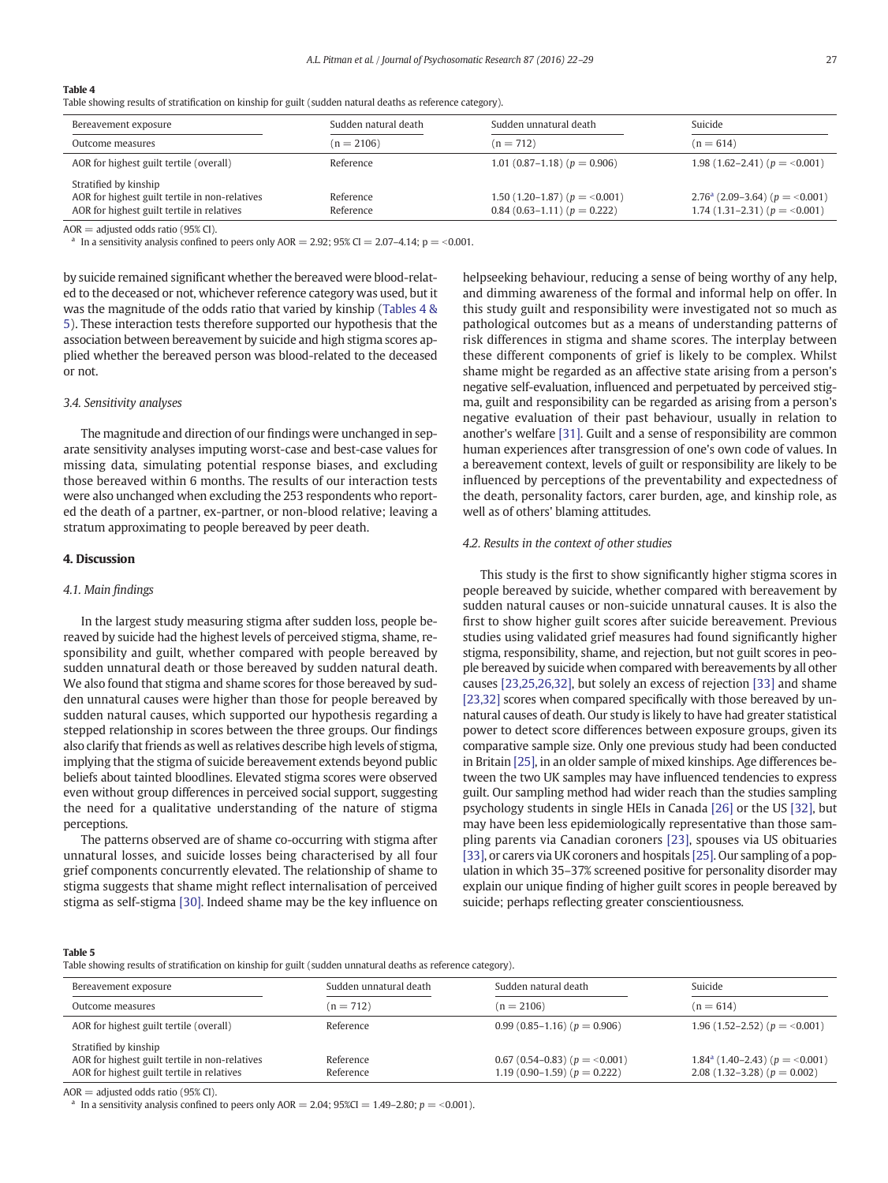**Table 4**
Table showing results of stratification on kinship for guilt (sudden natural deaths as reference category).

| Bereavement exposure | Sudden natural death | Sudden unnatural death | Suicide |
|---|---|---|---|
| Outcome measures | (n = 2106) | (n = 712) | (n = 614) |
| AOR for highest guilt tertile (overall) | Reference | 1.01 (0.87–1.18) (p = 0.906) | 1.98 (1.62–2.41) (p = <0.001) |
| Stratified by kinship | | | |
| AOR for highest guilt tertile in non-relatives | Reference | 1.50 (1.20–1.87) (p = <0.001) | 2.76[a] (2.09–3.64) (p = <0.001) |
| AOR for highest guilt tertile in relatives | Reference | 0.84 (0.63–1.11) (p = 0.222) | 1.74 (1.31–2.31) (p = <0.001) |

AOR = adjusted odds ratio (95% CI).
[a] In a sensitivity analysis confined to peers only AOR = 2.92; 95% CI = 2.07–4.14; p = <0.001.

by suicide remained significant whether the bereaved were blood-related to the deceased or not, whichever reference category was used, but it was the magnitude of the odds ratio that varied by kinship (Tables 4 & 5). These interaction tests therefore supported our hypothesis that the association between bereavement by suicide and high stigma scores applied whether the bereaved person was blood-related to the deceased or not.

### 3.4. Sensitivity analyses

The magnitude and direction of our findings were unchanged in separate sensitivity analyses imputing worst-case and best-case values for missing data, simulating potential response biases, and excluding those bereaved within 6 months. The results of our interaction tests were also unchanged when excluding the 253 respondents who reported the death of a partner, ex-partner, or non-blood relative; leaving a stratum approximating to people bereaved by peer death.

## 4. Discussion

### 4.1. Main findings

In the largest study measuring stigma after sudden loss, people bereaved by suicide had the highest levels of perceived stigma, shame, responsibility and guilt, whether compared with people bereaved by sudden unnatural death or those bereaved by sudden natural death. We also found that stigma and shame scores for those bereaved by sudden unnatural causes were higher than those for people bereaved by sudden natural causes, which supported our hypothesis regarding a stepped relationship in scores between the three groups. Our findings also clarify that friends as well as relatives describe high levels of stigma, implying that the stigma of suicide bereavement extends beyond public beliefs about tainted bloodlines. Elevated stigma scores were observed even without group differences in perceived social support, suggesting the need for a qualitative understanding of the nature of stigma perceptions.

The patterns observed are of shame co-occurring with stigma after unnatural losses, and suicide losses being characterised by all four grief components concurrently elevated. The relationship of shame to stigma suggests that shame might reflect internalisation of perceived stigma as self-stigma [30]. Indeed shame may be the key influence on helpseeking behaviour, reducing a sense of being worthy of any help, and dimming awareness of the formal and informal help on offer. In this study guilt and responsibility were investigated not so much as pathological outcomes but as a means of understanding patterns of risk differences in stigma and shame scores. The interplay between these different components of grief is likely to be complex. Whilst shame might be regarded as an affective state arising from a person's negative self-evaluation, influenced and perpetuated by perceived stigma, guilt and responsibility can be regarded as arising from a person's negative evaluation of their past behaviour, usually in relation to another's welfare [31]. Guilt and a sense of responsibility are common human experiences after transgression of one's own code of values. In a bereavement context, levels of guilt or responsibility are likely to be influenced by perceptions of the preventability and expectedness of the death, personality factors, carer burden, age, and kinship role, as well as of others' blaming attitudes.

### 4.2. Results in the context of other studies

This study is the first to show significantly higher stigma scores in people bereaved by suicide, whether compared with bereavement by sudden natural causes or non-suicide unnatural causes. It is also the first to show higher guilt scores after suicide bereavement. Previous studies using validated grief measures had found significantly higher stigma, responsibility, shame, and rejection, but not guilt scores in people bereaved by suicide when compared with bereavements by all other causes [23,25,26,32], but solely an excess of rejection [33] and shame [23,32] scores when compared specifically with those bereaved by unnatural causes of death. Our study is likely to have had greater statistical power to detect score differences between exposure groups, given its comparative sample size. Only one previous study had been conducted in Britain [25], in an older sample of mixed kinships. Age differences between the two UK samples may have influenced tendencies to express guilt. Our sampling method had wider reach than the studies sampling psychology students in single HEIs in Canada [26] or the US [32], but may have been less epidemiologically representative than those sampling parents via Canadian coroners [23], spouses via US obituaries [33], or carers via UK coroners and hospitals [25]. Our sampling of a population in which 35–37% screened positive for personality disorder may explain our unique finding of higher guilt scores in people bereaved by suicide; perhaps reflecting greater conscientiousness.

**Table 5**
Table showing results of stratification on kinship for guilt (sudden unnatural deaths as reference category).

| Bereavement exposure | Sudden unnatural death | Sudden natural death | Suicide |
|---|---|---|---|
| Outcome measures | (n = 712) | (n = 2106) | (n = 614) |
| AOR for highest guilt tertile (overall) | Reference | 0.99 (0.85–1.16) (p = 0.906) | 1.96 (1.52–2.52) (p = <0.001) |
| Stratified by kinship | | | |
| AOR for highest guilt tertile in non-relatives | Reference | 0.67 (0.54–0.83) (p = <0.001) | 1.84[a] (1.40–2.43) (p = <0.001) |
| AOR for highest guilt tertile in relatives | Reference | 1.19 (0.90–1.59) (p = 0.222) | 2.08 (1.32–3.28) (p = 0.002) |

AOR = adjusted odds ratio (95% CI).
[a] In a sensitivity analysis confined to peers only AOR = 2.04; 95%CI = 1.49–2.80; p = <0.001).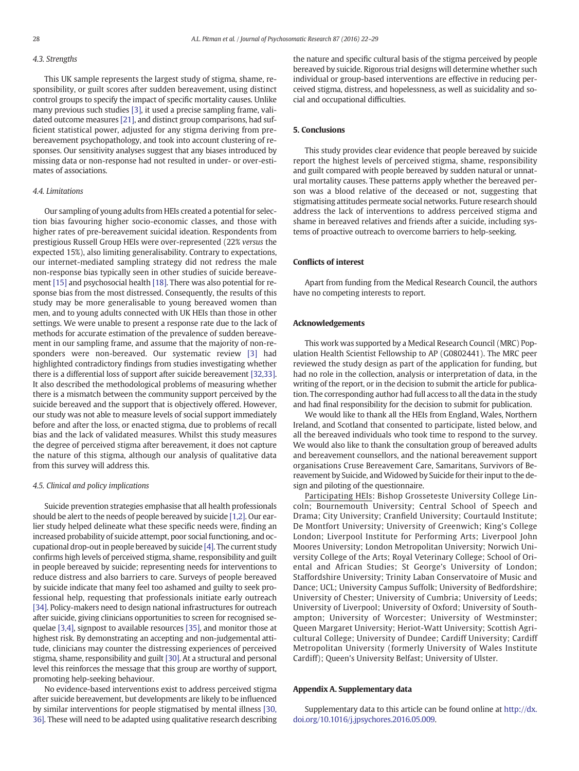### 4.3. Strengths

This UK sample represents the largest study of stigma, shame, responsibility, or guilt scores after sudden bereavement, using distinct control groups to specify the impact of specific mortality causes. Unlike many previous such studies [3], it used a precise sampling frame, validated outcome measures [21], and distinct group comparisons, had sufficient statistical power, adjusted for any stigma deriving from pre-bereavement psychopathology, and took into account clustering of responses. Our sensitivity analyses suggest that any biases introduced by missing data or non-response had not resulted in under- or over-estimates of associations.

### 4.4. Limitations

Our sampling of young adults from HEIs created a potential for selection bias favouring higher socio-economic classes, and those with higher rates of pre-bereavement suicidal ideation. Respondents from prestigious Russell Group HEIs were over-represented (22% *versus* the expected 15%), also limiting generalisability. Contrary to expectations, our internet-mediated sampling strategy did not redress the male non-response bias typically seen in other studies of suicide bereavement [15] and psychosocial health [18]. There was also potential for response bias from the most distressed. Consequently, the results of this study may be more generalisable to young bereaved women than men, and to young adults connected with UK HEIs than those in other settings. We were unable to present a response rate due to the lack of methods for accurate estimation of the prevalence of sudden bereavement in our sampling frame, and assume that the majority of non-responders were non-bereaved. Our systematic review [3] had highlighted contradictory findings from studies investigating whether there is a differential loss of support after suicide bereavement [32,33]. It also described the methodological problems of measuring whether there is a mismatch between the community support perceived by the suicide bereaved and the support that is objectively offered. However, our study was not able to measure levels of social support immediately before and after the loss, or enacted stigma, due to problems of recall bias and the lack of validated measures. Whilst this study measures the degree of perceived stigma after bereavement, it does not capture the nature of this stigma, although our analysis of qualitative data from this survey will address this.

### 4.5. Clinical and policy implications

Suicide prevention strategies emphasise that all health professionals should be alert to the needs of people bereaved by suicide [1,2]. Our earlier study helped delineate what these specific needs were, finding an increased probability of suicide attempt, poor social functioning, and occupational drop-out in people bereaved by suicide [4]. The current study confirms high levels of perceived stigma, shame, responsibility and guilt in people bereaved by suicide; representing needs for interventions to reduce distress and also barriers to care. Surveys of people bereaved by suicide indicate that many feel too ashamed and guilty to seek professional help, requesting that professionals initiate early outreach [34]. Policy-makers need to design national infrastructures for outreach after suicide, giving clinicians opportunities to screen for recognised sequelae [3,4], signpost to available resources [35], and monitor those at highest risk. By demonstrating an accepting and non-judgemental attitude, clinicians may counter the distressing experiences of perceived stigma, shame, responsibility and guilt [30]. At a structural and personal level this reinforces the message that this group are worthy of support, promoting help-seeking behaviour.

No evidence-based interventions exist to address perceived stigma after suicide bereavement, but developments are likely to be influenced by similar interventions for people stigmatised by mental illness [30,36]. These will need to be adapted using qualitative research describing the nature and specific cultural basis of the stigma perceived by people bereaved by suicide. Rigorous trial designs will determine whether such individual or group-based interventions are effective in reducing perceived stigma, distress, and hopelessness, as well as suicidality and social and occupational difficulties.

## 5. Conclusions

This study provides clear evidence that people bereaved by suicide report the highest levels of perceived stigma, shame, responsibility and guilt compared with people bereaved by sudden natural or unnatural mortality causes. These patterns apply whether the bereaved person was a blood relative of the deceased or not, suggesting that stigmatising attitudes permeate social networks. Future research should address the lack of interventions to address perceived stigma and shame in bereaved relatives and friends after a suicide, including systems of proactive outreach to overcome barriers to help-seeking.

## Conflicts of interest

Apart from funding from the Medical Research Council, the authors have no competing interests to report.

## Acknowledgements

This work was supported by a Medical Research Council (MRC) Population Health Scientist Fellowship to AP (G0802441). The MRC peer reviewed the study design as part of the application for funding, but had no role in the collection, analysis or interpretation of data, in the writing of the report, or in the decision to submit the article for publication. The corresponding author had full access to all the data in the study and had final responsibility for the decision to submit for publication.

We would like to thank all the HEIs from England, Wales, Northern Ireland, and Scotland that consented to participate, listed below, and all the bereaved individuals who took time to respond to the survey. We would also like to thank the consultation group of bereaved adults and bereavement counsellors, and the national bereavement support organisations Cruse Bereavement Care, Samaritans, Survivors of Bereavement by Suicide, and Widowed by Suicide for their input to the design and piloting of the questionnaire.

Participating HEIs: Bishop Grosseteste University College Lincoln; Bournemouth University; Central School of Speech and Drama; City University; Cranfield University; Courtauld Institute; De Montfort University; University of Greenwich; King's College London; Liverpool Institute for Performing Arts; Liverpool John Moores University; London Metropolitan University; Norwich University College of the Arts; Royal Veterinary College; School of Oriental and African Studies; St George's University of London; Staffordshire University; Trinity Laban Conservatoire of Music and Dance; UCL; University Campus Suffolk; University of Bedfordshire; University of Chester; University of Cumbria; University of Leeds; University of Liverpool; University of Oxford; University of Southampton; University of Worcester; University of Westminster; Queen Margaret University; Heriot-Watt University; Scottish Agricultural College; University of Dundee; Cardiff University; Cardiff Metropolitan University (formerly University of Wales Institute Cardiff); Queen's University Belfast; University of Ulster.

## Appendix A. Supplementary data

Supplementary data to this article can be found online at http://dx.doi.org/10.1016/j.jpsychores.2016.05.009.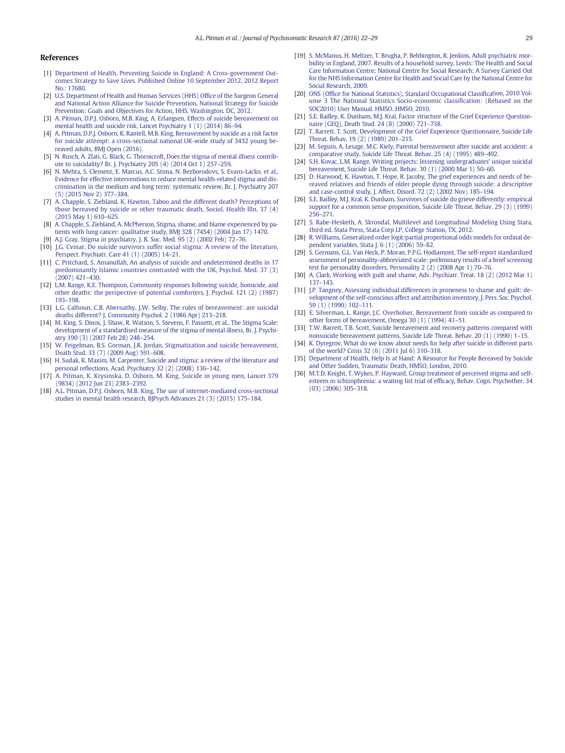## References

[1] Department of Health, Preventing Suicide in England: A Cross-government Outcomes Strategy to Save Lives. Published Online 10 September 2012, 2012 Report No.: 17680.

[2] U.S. Department of Health and Human Services (HHS) Office of the Surgeon General and National Action Alliance for Suicide Prevention, National Strategy for Suicide Prevention: Goals and Objectives for Action, HHS, Washington, DC, 2012.

[3] A. Pitman, D.P.J. Osborn, M.B. King, A. Erlangsen, Effects of suicide bereavement on mental health and suicide risk, Lancet Psychiatry 1 (1) (2014) 86–94.

[4] A. Pitman, D.P.J. Osborn, K. Rantell, M.B. King, Bereavement by suicide as a risk factor for suicide attempt: a cross-sectional national UK-wide study of 3432 young bereaved adults, BMJ Open (2016).

[5] N. Rusch, A. Zlati, G. Black, G. Thornicroft, Does the stigma of mental illness contribute to suicidality? Br. J. Psychiatry 205 (4) (2014 Oct 1) 257–259.

[6] N. Mehta, S. Clement, E. Marcus, A.C. Stona, N. Bezborodovs, S. Evans-Lacko, et al., Evidence for effective interventions to reduce mental health-related stigma and discrimination in the medium and long term: systematic review, Br. J. Psychiatry 207 (5) (2015 Nov 2) 377–384.

[7] A. Chapple, S. Ziebland, K. Hawton, Taboo and the different death? Perceptions of those bereaved by suicide or other traumatic death, Sociol. Health Illn. 37 (4) (2015 May 1) 610–625.

[8] A. Chapple, S. Ziebland, A. McPherson, Stigma, shame, and blame experienced by patients with lung cancer: qualitative study, BMJ 328 (7454) (2004 Jun 17) 1470.

[9] A.J. Gray, Stigma in psychiatry, J. R. Soc. Med. 95 (2) (2002 Feb) 72–76.

[10] J.G. Cvinar, Do suicide survivors suffer social stigma: A review of the literature, Perspect. Psychiatr. Care 41 (1) (2005) 14–21.

[11] C. Pritchard, S. Amanullah, An analysis of suicide and undetermined deaths in 17 predominantly Islamic countries contrasted with the UK, Psychol. Med. 37 (3) (2007) 421–430.

[12] L.M. Range, K.E. Thompson, Community responses following suicide, homicide, and other deaths: the perspective of potential comforters, J. Psychol. 121 (2) (1987) 193–198.

[13] L.G. Calhoun, C.B. Abernathy, J.W. Selby, The rules of bereavement: are suicidal deaths different? J. Community Psychol. 2 (1986 Apr) 213–218.

[14] M. King, S. Dinos, J. Shaw, R. Watson, S. Stevens, F. Passetti, et al., The Stigma Scale: development of a standardised measure of the stigma of mental illness, Br. J. Psychiatry 190 (3) (2007 Feb 28) 248–254.

[15] W. Feigelman, B.S. Gorman, J.R. Jordan, Stigmatization and suicide bereavement, Death Stud. 33 (7) (2009 Aug) 591–608.

[16] H. Sudak, K. Maxim, M. Carpenter, Suicide and stigma: a review of the literature and personal reflections, Acad. Psychiatry 32 (2) (2008) 136–142.

[17] A. Pitman, K. Krysinska, D. Osborn, M. King, Suicide in young men, Lancet 379 (9834) (2012 Jun 23) 2383–2392.

[18] A.L. Pitman, D.P.J. Osborn, M.B. King, The use of internet-mediated cross-sectional studies in mental health research, BJPsych Advances 21 (3) (2015) 175–184.

[19] S. McManus, H. Meltzer, T. Brugha, P. Bebbington, R. Jenkins, Adult psychiatric morbidity in England, 2007. Results of a household survey, Leeds: The Health and Social Care Information Centre; National Centre for Social Research; A Survey Carried Out for the NHS Information Centre for Health and Social Care by the National Centre for Social Research, 2009.

[20] ONS (Office for National Statistics), Standard Occupational Classification, 2010 Volume 3 The National Statistics Socio-economic classification: (Rebased on the SOC2010) User Manual. HMSO. HMSO, 2010.

[21] S.E. Bailley, K. Dunham, M.J. Kral, Factor structure of the Grief Experience Questionnaire (GEQ), Death Stud. 24 (8) (2000) 721–738.

[22] T. Barrett, T. Scott, Development of the Grief Experience Questionnaire, Suicide Life Threat. Behav. 19 (2) (1989) 201–215.

[23] M. Seguin, A. Lesage, M.C. Kiely, Parental bereavement after suicide and accident: a comparative study, Suicide Life Threat. Behav. 25 (4) (1995) 489–492.

[24] S.H. Kovac, L.M. Range, Writing projects: lessening undergraduates' unique suicidal bereavement, Suicide Life Threat. Behav. 30 (1) (2000 Mar 1) 50–60.

[25] D. Harwood, K. Hawton, T. Hope, R. Jacoby, The grief experiences and needs of bereaved relatives and friends of older people dying through suicide: a descriptive and case-control study, J. Affect. Disord. 72 (2) (2002 Nov) 185–194.

[26] S.E. Bailley, M.J. Kral, K. Dunham, Survivors of suicide do grieve differently: empirical support for a common sense proposition, Suicide Life Threat. Behav. 29 (3) (1999) 256–271.

[27] S. Rabe-Hesketh, A. Skrondal, Multilevel and Longitudinal Modeling Using Stata, third ed. Stata Press, Stata Corp LP, College Station, TX, 2012.

[28] R. Williams, Generalized order logit/partial proportional odds models for ordinal dependent variables, Stata J. 6 (1) (2006) 59–82.

[29] S. Germans, G.L. Van Heck, P. Moran, P.P.G. Hodiamont, The self-report standardized assessment of personality-abbreviated scale: preliminary results of a brief screening test for personality disorders, Personality 2 (2) (2008 Apr 1) 70–76.

[30] A. Clark, Working with guilt and shame, Adv. Psychiatr. Treat. 18 (2) (2012 Mar 1) 137–143.

[31] J.P. Tangney, Assessing individual differences in proneness to shame and guilt: development of the self-conscious affect and attribution inventory, J. Pers. Soc. Psychol. 59 (1) (1990) 102–111.

[32] E. Silverman, L. Range, J.C. Overholser, Bereavement from suicide as compared to other forms of bereavement, Omega 30 (1) (1994) 41–51.

[33] T.W. Barrett, T.B. Scott, Suicide bereavement and recovery patterns compared with nonsuicide bereavement patterns, Suicide Life Threat. Behav. 20 (1) (1990) 1–15.

[34] K. Dyregrov, What do we know about needs for help after suicide in different parts of the world? Crisis 32 (6) (2011 Jul 6) 310–318.

[35] Department of Health, Help Is at Hand: A Resource for People Bereaved by Suicide and Other Sudden, Traumatic Death, HMSO, London, 2010.

[36] M.T.D. Knight, T. Wykes, P. Hayward, Group treatment of perceived stigma and self-esteem in schizophrenia: a waiting list trial of efficacy, Behav. Cogn. Psychother. 34 (03) (2006) 305–318.